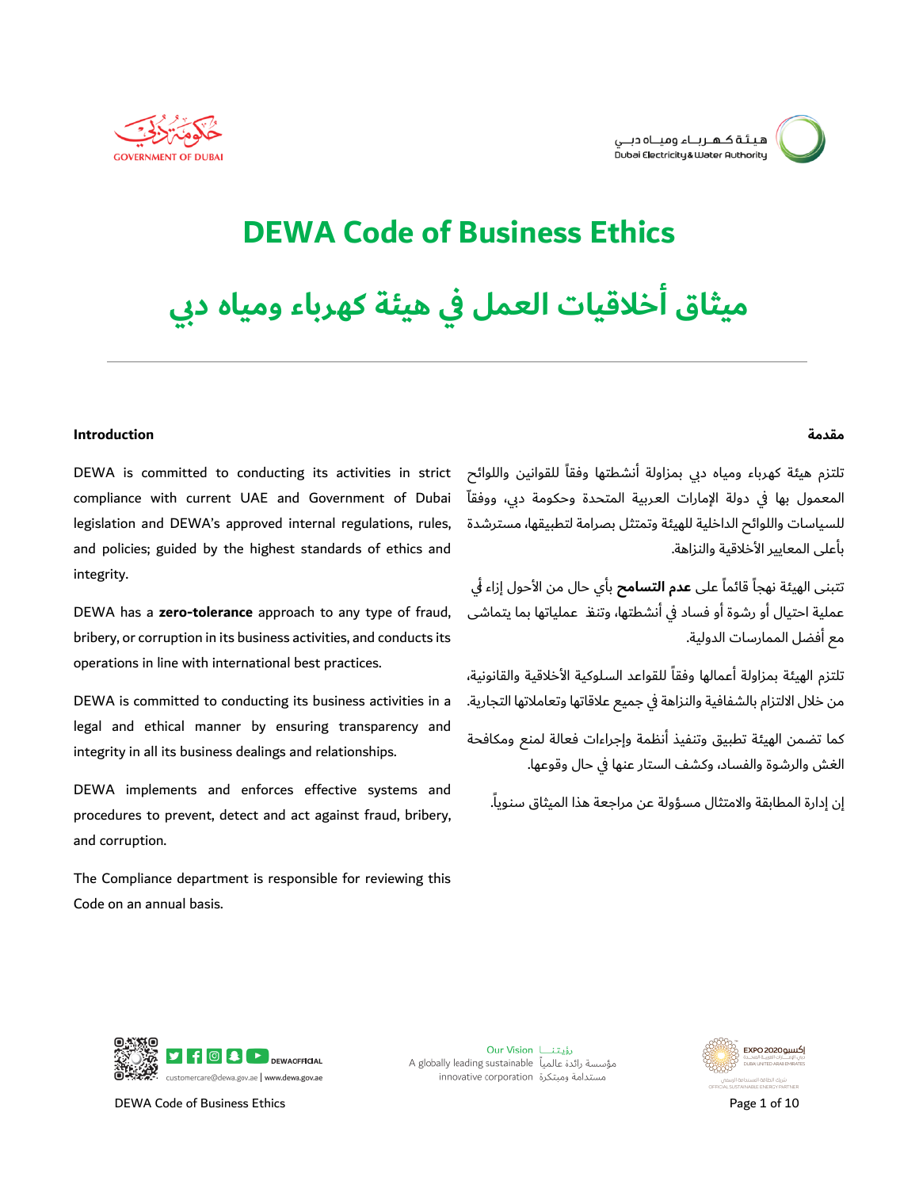# DEWA Code of Business Ethics

# ميثاق أخلاقيات العمل في هيئة كهرباء ومياه دبي

### Introduction

DEWA is committed to conducting its activities in strict compliance with current UAE and Government of Dubai legislation and DEWA's approved internal regulations, rules, and policies; guided by the highest standards of ethics and integrity.

DEWA has a **zero-tolerance** approach to any type of fraud, bribery, or corruption in its business activities, and conducts its operations in line with international best practices.

DEWA is committed to conducting its business activities in a legal and ethical manner by ensuring transparency and integrity in all its business dealings and relationships.

DEWA implements and enforces effective systems and procedures to prevent, detect and act against fraud, bribery, and corruption.

The Compliance department is responsible for reviewing this Code on an annual basis.

### مقدمة

تلتزم هيئة كهرباء ومياه دبي بمزاولة أنشطتها وفقاً للقوانين واللوائح المعمول بها في دولة الإمارات العربية المتحدة وحكومة دبي، ووفقاً للسياسات واللوائح الداخلية للهيئة وتمتثل بصرامة لتطبيقها، مسترشدة بأعلى المعايير الأخلاقية والنزاهة.

تتبنى الهيئة نهجاً قائماً على **عدم التسامح** بأي حال من الأحوال إزاء أي عملية احتيال أو رشوة أو فساد في أنشطتها، وتنفذ عملياتها بما يتماشى مع أفضل الممارسات الدولية.

تلتزم الهيئة بمزاولة أعمالها وفقاً للقواعد السلوكية الأخلاقية والقانونية، من خلال الالتزام بالشفافية والنزاهة في جميع علاقاتها وتعاملاتها التجارية.

كما تضمن الهيئة تطبيق وتنفيذ أنظمة وإجراءات فعالة لمنع ومكافحة الغش والرشوة والفساد، وكشف الستار عنها في حال وقوعها.

إن إدارة المطابقة والامتثال مسؤولة عن مراجعة هذا الميثاق سنوياً.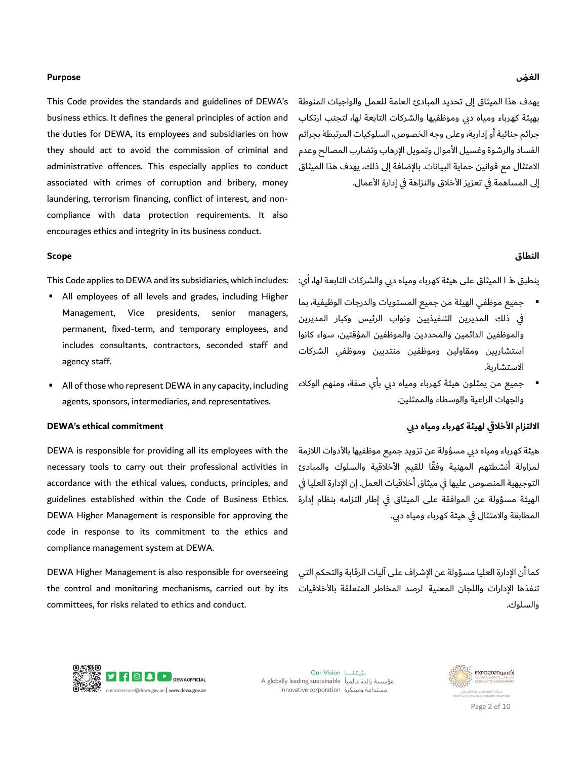## Purpose

This Code provides the standards and guidelines of DEWA's business ethics. It defines the general principles of action and the duties for DEWA, its employees and subsidiaries on how they should act to avoid the commission of criminal and administrative offences. This especially applies to conduct associated with crimes of corruption and bribery, money laundering, terrorism financing, conflict of interest, and non-compliance with data protection requirements. It also encourages ethics and integrity in its business conduct.

## الغرض

يهدف هذا الميثاق إلى تحديد المبادئ العامة للعمل والواجبات المنوطة بهيئة كهرباء ومياه دبي وموظفيها والشركات التابعة لها، لتجنب ارتكاب جرائم جنائية أو إدارية، وعلى وجه الخصوص، السلوكيات المرتبطة بجرائم الفساد والرشوة وغسيل الأموال وتمويل الإرهاب وتضارب المصالح وعدم الامتثال مع قوانين حماية البيانات. بالإضافة إلى ذلك، يهدف هذا الميثاق إلى المساهمة في تعزيز الأخلاق والنزاهة في إدارة الأعمال.

## Scope

This Code applies to DEWA and its subsidiaries, which includes:

- All employees of all levels and grades, including Higher Management, Vice presidents, senior managers, permanent, fixed-term, and temporary employees, and includes consultants, contractors, seconded staff and agency staff.
- All of those who represent DEWA in any capacity, including agents, sponsors, intermediaries, and representatives.

## النطاق

ينطبق هذ ا الميثاق على هيئة كهرباء ومياه دبي والشركات التابعة لها، أي:

- جميع موظفي الهيئة من جميع المستويات والدرجات الوظيفية، بما في ذلك المديرين التنفيذيين ونواب الرئيس وكبار المديرين والموظفين الدائمين والمحددين والموظفين المؤقتين، سواء كانوا استشاريين ومقاولين وموظفين منتدبين وموظفي الشركات الاستشارية.
- جميع من يمثلون هيئة كهرباء ومياه دبي بأي صفة، ومنهم الوكلاء والجهات الراعية والوسطاء والممثلين.

## DEWA's ethical commitment

DEWA is responsible for providing all its employees with the necessary tools to carry out their professional activities in accordance with the ethical values, conducts, principles, and guidelines established within the Code of Business Ethics. DEWA Higher Management is responsible for approving the code in response to its commitment to the ethics and compliance management system at DEWA.

DEWA Higher Management is also responsible for overseeing the control and monitoring mechanisms, carried out by its committees, for risks related to ethics and conduct.

## الالتزام الأخلاقي لهيئة كهرباء ومياه دبي

هيئة كهرباء ومياه دبي مسؤولة عن تزويد جميع موظفيها بالأدوات اللازمة لمزاولة أنشطتهم المهنية وفقًا للقيم الأخلاقية والسلوك والمبادئ التوجيهية المنصوص عليها في ميثاق أخلاقيات العمل. إن الإدارة العليا في الهيئة مسؤولة عن الموافقة على الميثاق في إطار التزامه بنظام إدارة المطابقة والامتثال في هيئة كهرباء ومياه دبي.

كما أن الإدارة العليا مسؤولة عن الإشراف على آليات الرقابة والتحكم التي تنفذها الإدارات واللجان المعنية لرصد المخاطر المتعلقة بالأخلاقيات والسلوك.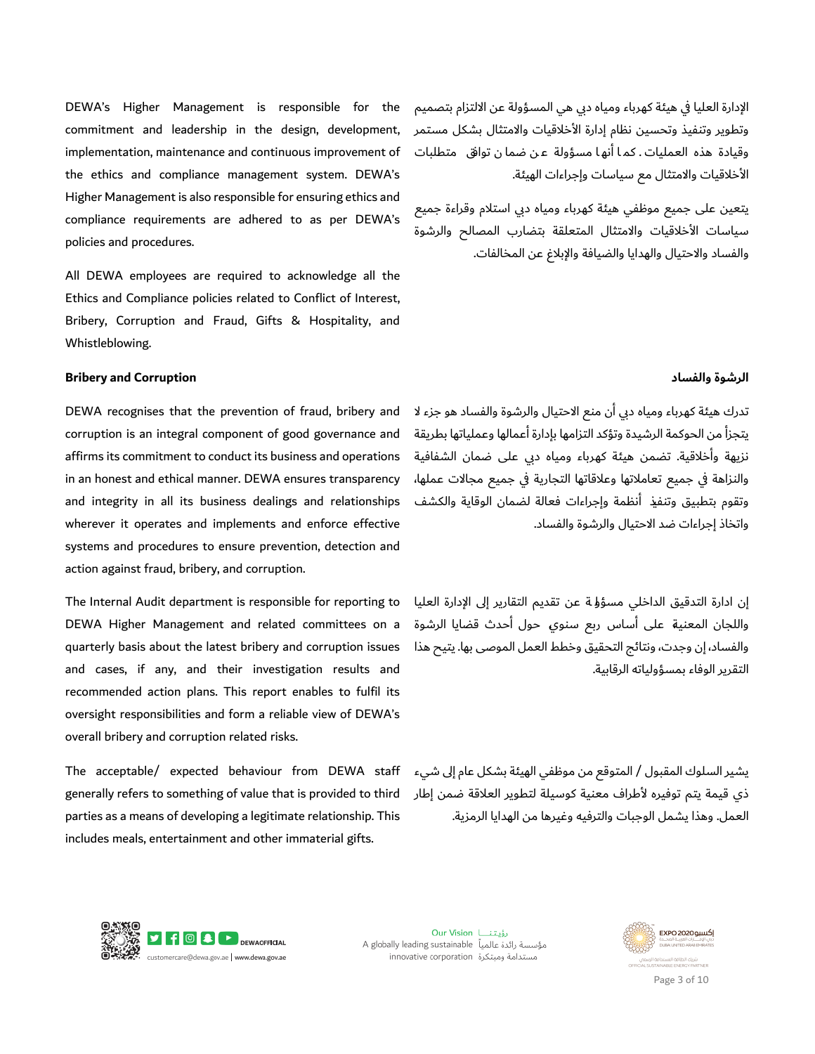DEWA's Higher Management is responsible for the commitment and leadership in the design, development, implementation, maintenance and continuous improvement of the ethics and compliance management system. DEWA's Higher Management is also responsible for ensuring ethics and compliance requirements are adhered to as per DEWA's policies and procedures.

All DEWA employees are required to acknowledge all the Ethics and Compliance policies related to Conflict of Interest, Bribery, Corruption and Fraud, Gifts & Hospitality, and Whistleblowing.

الإدارة العليا في هيئة كهرباء ومياه دبي هي المسؤولة عن الالتزام بتصميم وتطوير وتنفيذ وتحسين نظام إدارة الأخلاقيات والامتثال بشكل مستمر وقيادة هذه العمليات. كما أنها مسؤولة عن ضمان توافق متطلبات الأخلاقيات والامتثال مع سياسات وإجراءات الهيئة.

يتعين على جميع موظفي هيئة كهرباء ومياه دبي استلام وقراءة جميع سياسات الأخلاقيات والامتثال المتعلقة بتضارب المصالح والرشوة والفساد والاحتيال والهدايا والضيافة والإبلاغ عن المخالفات.

**Bribery and Corruption**

DEWA recognises that the prevention of fraud, bribery and corruption is an integral component of good governance and affirms its commitment to conduct its business and operations in an honest and ethical manner. DEWA ensures transparency and integrity in all its business dealings and relationships wherever it operates and implements and enforce effective systems and procedures to ensure prevention, detection and action against fraud, bribery, and corruption.

The Internal Audit department is responsible for reporting to DEWA Higher Management and related committees on a quarterly basis about the latest bribery and corruption issues and cases, if any, and their investigation results and recommended action plans. This report enables to fulfil its oversight responsibilities and form a reliable view of DEWA's overall bribery and corruption related risks.

The acceptable/ expected behaviour from DEWA staff generally refers to something of value that is provided to third parties as a means of developing a legitimate relationship. This includes meals, entertainment and other immaterial gifts.

**الرشوة والفساد**

تدرك هيئة كهرباء ومياه دبي أن منع الاحتيال والرشوة والفساد هو جزء لا يتجزأ من الحوكمة الرشيدة وتؤكد التزامها بإدارة أعمالها وعملياتها بطريقة نزيهة وأخلاقية. تضمن هيئة كهرباء ومياه دبي على ضمان الشفافية والنزاهة في جميع تعاملاتها وعلاقاتها التجارية في جميع مجالات عملها، وتقوم بتطبيق وتنفيذ أنظمة وإجراءات فعالة لضمان الوقاية والكشف واتخاذ إجراءات ضد الاحتيال والرشوة والفساد.

إن ادارة التدقيق الداخلي مسؤلة عن تقديم التقارير إلى الإدارة العليا واللجان المعنية على أساس ربع سنوي حول أحدث قضايا الرشوة والفساد، إن وجدت، ونتائج التحقيق وخطط العمل الموصى بها. يتيح هذا التقرير الوفاء بمسؤولياته الرقابية.

يشير السلوك المقبول / المتوقع من موظفي الهيئة بشكل عام إلى شيء ذي قيمة يتم توفيره لأطراف معنية كوسيلة لتطوير العلاقة ضمن إطار العمل. وهذا يشمل الوجبات والترفيه وغيرها من الهدايا الرمزية.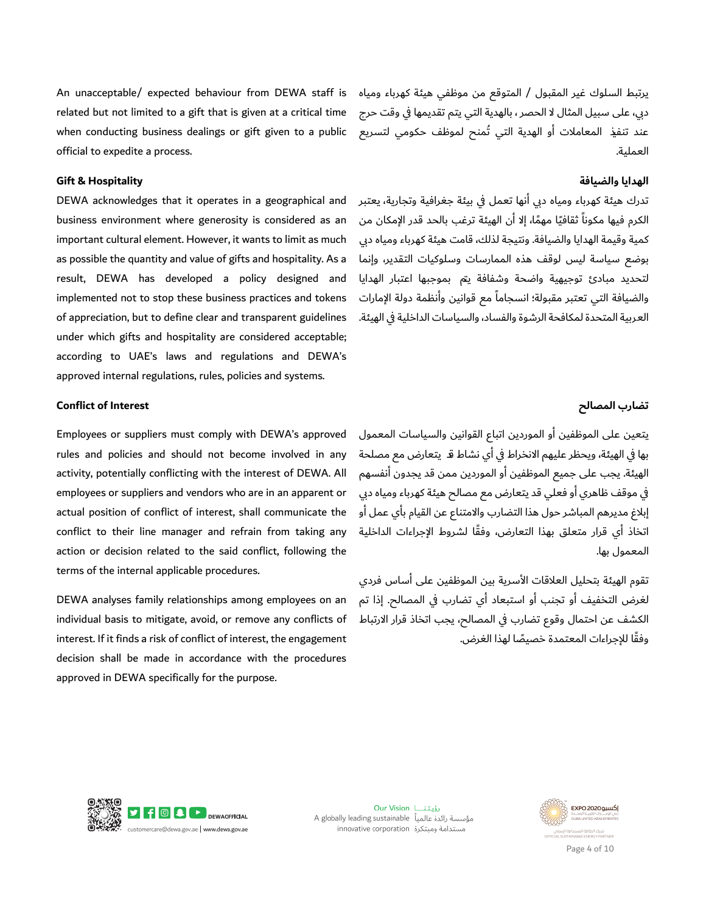An unacceptable/ expected behaviour from DEWA staff is related but not limited to a gift that is given at a critical time when conducting business dealings or gift given to a public official to expedite a process.

يرتبط السلوك غير المقبول / المتوقع من موظفي هيئة كهرباء ومياه دبي، على سبيل المثال لا الحصر ، بالهدية التي يتم تقديمها في وقت حرج عند تنفيذ المعاملات أو الهدية التي تُمنح لموظف حكومي لتسريع العملية.

**Gift & Hospitality**

**الهدايا والضيافة**

DEWA acknowledges that it operates in a geographical and business environment where generosity is considered as an important cultural element. However, it wants to limit as much as possible the quantity and value of gifts and hospitality. As a result, DEWA has developed a policy designed and implemented not to stop these business practices and tokens of appreciation, but to define clear and transparent guidelines under which gifts and hospitality are considered acceptable; according to UAE's laws and regulations and DEWA's approved internal regulations, rules, policies and systems.

تدرك هيئة كهرباء ومياه دبي أنها تعمل في بيئة جغرافية وتجارية، يعتبر الكرم فيها مكوناً ثقافيًا مهمًا، إلا أن الهيئة ترغب بالحد قدر الإمكان من كمية وقيمة الهدايا والضيافة. ونتيجة لذلك، قامت هيئة كهرباء ومياه دبي بوضع سياسة ليس لوقف هذه الممارسات وسلوكيات التقدير، وإنما لتحديد مبادئ توجيهية واضحة وشفافة يتم بموجبها اعتبار الهدايا والضيافة التي تعتبر مقبولة؛ انسجاماً مع قوانين وأنظمة دولة الإمارات العربية المتحدة لمكافحة الرشوة والفساد، والسياسات الداخلية في الهيئة.

**Conflict of Interest**

**تضارب المصالح**

Employees or suppliers must comply with DEWA's approved rules and policies and should not become involved in any activity, potentially conflicting with the interest of DEWA. All employees or suppliers and vendors who are in an apparent or actual position of conflict of interest, shall communicate the conflict to their line manager and refrain from taking any action or decision related to the said conflict, following the terms of the internal applicable procedures.

يتعين على الموظفين أو الموردين اتباع القوانين والسياسات المعمول بها في الهيئة، ويحظر عليهم الانخراط في أي نشاط قد يتعارض مع مصلحة الهيئة. يجب على جميع الموظفين أو الموردين ممن قد يجدون أنفسهم في موقف ظاهري أو فعلي قد يتعارض مع مصالح هيئة كهرباء ومياه دبي إبلاغ مديرهم المباشر حول هذا التضارب والامتناع عن القيام بأي عمل أو اتخاذ أي قرار متعلق بهذا التعارض، وفقًا لشروط الإجراءات الداخلية المعمول بها.

DEWA analyses family relationships among employees on an individual basis to mitigate, avoid, or remove any conflicts of interest. If it finds a risk of conflict of interest, the engagement decision shall be made in accordance with the procedures approved in DEWA specifically for the purpose.

تقوم الهيئة بتحليل العلاقات الأسرية بين الموظفين على أساس فردي لغرض التخفيف أو تجنب أو استبعاد أي تضارب في المصالح. إذا تم الكشف عن احتمال وقوع تضارب في المصالح، يجب اتخاذ قرار الارتباط وفقًا للإجراءات المعتمدة خصيصًا لهذا الغرض.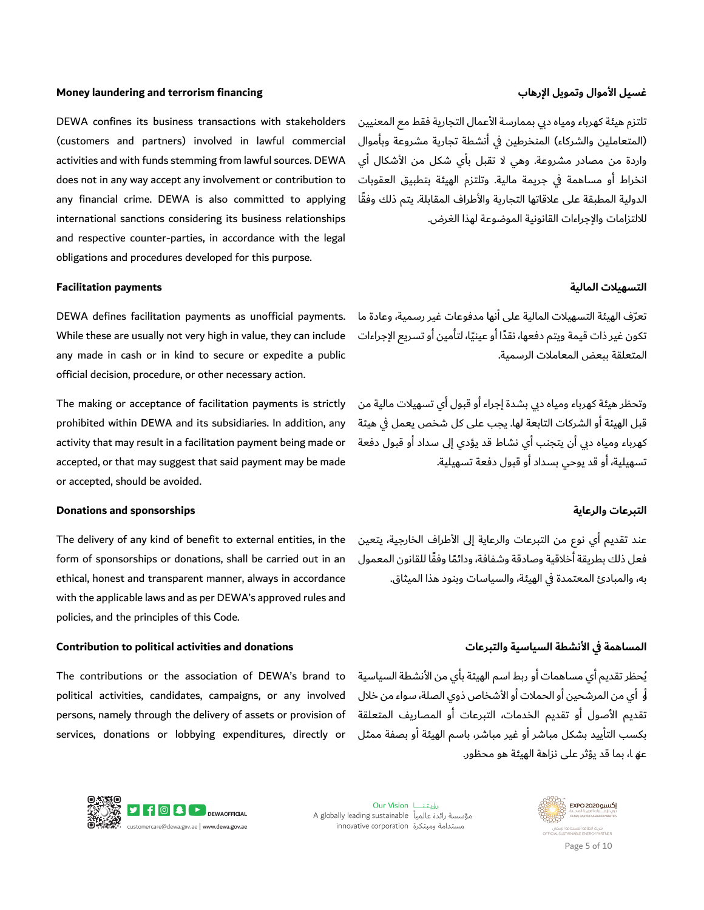### Money laundering and terrorism financing

DEWA confines its business transactions with stakeholders (customers and partners) involved in lawful commercial activities and with funds stemming from lawful sources. DEWA does not in any way accept any involvement or contribution to any financial crime. DEWA is also committed to applying international sanctions considering its business relationships and respective counter-parties, in accordance with the legal obligations and procedures developed for this purpose.

### غسيل الأموال وتمويل الإرهاب

تلتزم هيئة كهرباء ومياه دبي بممارسة الأعمال التجارية فقط مع المعنيين (المتعاملين والشركاء) المنخرطين في أنشطة تجارية مشروعة وبأموال واردة من مصادر مشروعة. وهي لا تقبل بأي شكل من الأشكال أي انخراط أو مساهمة في جريمة مالية. وتلتزم الهيئة بتطبيق العقوبات الدولية المطبقة على علاقاتها التجارية والأطراف المقابلة. يتم ذلك وفقًا للالتزامات والإجراءات القانونية الموضوعة لهذا الغرض.

### Facilitation payments

DEWA defines facilitation payments as unofficial payments. While these are usually not very high in value, they can include any made in cash or in kind to secure or expedite a public official decision, procedure, or other necessary action.

The making or acceptance of facilitation payments is strictly prohibited within DEWA and its subsidiaries. In addition, any activity that may result in a facilitation payment being made or accepted, or that may suggest that said payment may be made or accepted, should be avoided.

### التسهيلات المالية

تعرّف الهيئة التسهيلات المالية على أنها مدفوعات غير رسمية، وعادة ما تكون غير ذات قيمة ويتم دفعها، نقدًا أو عينيًا، لتأمين أو تسريع الإجراءات المتعلقة ببعض المعاملات الرسمية.

وتحظر هيئة كهرباء ومياه دبي بشدة إجراء أو قبول أي تسهيلات مالية من قبل الهيئة أو الشركات التابعة لها. يجب على كل شخص يعمل في هيئة كهرباء ومياه دبي أن يتجنب أي نشاط قد يؤدي إلى سداد أو قبول دفعة تسهيلية، أو قد يوحي بسداد أو قبول دفعة تسهيلية.

### Donations and sponsorships

The delivery of any kind of benefit to external entities, in the form of sponsorships or donations, shall be carried out in an ethical, honest and transparent manner, always in accordance with the applicable laws and as per DEWA's approved rules and policies, and the principles of this Code.

### التبرعات والرعاية

عند تقديم أي نوع من التبرعات والرعاية إلى الأطراف الخارجية، يتعين فعل ذلك بطريقة أخلاقية وصادقة وشفافة، ودائمًا وفقًا للقانون المعمول به، والمبادئ المعتمدة في الهيئة، والسياسات وبنود هذا الميثاق.

### Contribution to political activities and donations

The contributions or the association of DEWA's brand to political activities, candidates, campaigns, or any involved persons, namely through the delivery of assets or provision of services, donations or lobbying expenditures, directly or

### المساهمة في الأنشطة السياسية والتبرعات

يُحظر تقديم أي مساهمات أو ربط اسم الهيئة بأي من الأنشطة السياسية أو أي من المرشحين أو الحملات أو الأشخاص ذوي الصلة، سواء من خلال تقديم الأصول أو تقديم الخدمات، التبرعات أو المصاريف المتعلقة بكسب التأييد بشكل مباشر أو غير مباشر، باسم الهيئة أو بصفة ممثل عنها، بما قد يؤثر على نزاهة الهيئة هو محظور.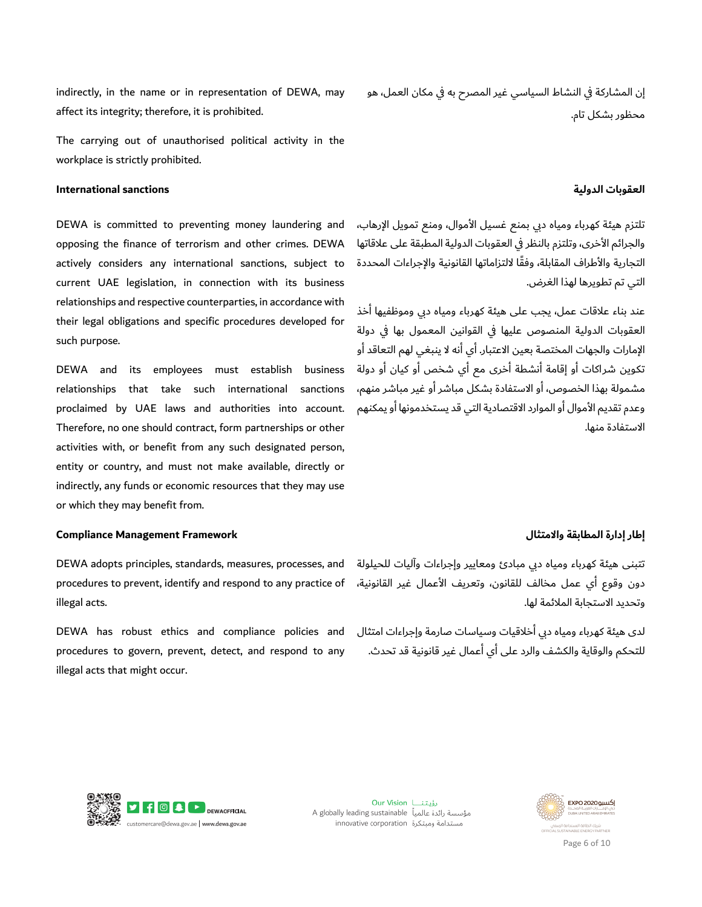indirectly, in the name or in representation of DEWA, may affect its integrity; therefore, it is prohibited.

The carrying out of unauthorised political activity in the workplace is strictly prohibited.

إن المشاركة في النشاط السياسي غير المصرح به في مكان العمل، هو محظور بشكل تام.

**International sanctions**

**العقوبات الدولية**

DEWA is committed to preventing money laundering and opposing the finance of terrorism and other crimes. DEWA actively considers any international sanctions, subject to current UAE legislation, in connection with its business relationships and respective counterparties, in accordance with their legal obligations and specific procedures developed for such purpose.

DEWA and its employees must establish business relationships that take such international sanctions proclaimed by UAE laws and authorities into account. Therefore, no one should contract, form partnerships or other activities with, or benefit from any such designated person, entity or country, and must not make available, directly or indirectly, any funds or economic resources that they may use or which they may benefit from.

تلتزم هيئة كهرباء ومياه دبي بمنع غسيل الأموال، ومنع تمويل الإرهاب، والجرائم الأخرى، وتلتزم بالنظر في العقوبات الدولية المطبقة على علاقاتها التجارية والأطراف المقابلة، وفقًا لالتزاماتها القانونية والإجراءات المحددة التي تم تطويرها لهذا الغرض.

عند بناء علاقات عمل، يجب على هيئة كهرباء ومياه دبي وموظفيها أخذ العقوبات الدولية المنصوص عليها في القوانين المعمول بها في دولة الإمارات والجهات المختصة بعين الاعتبار. أي أنه لا ينبغي لهم التعاقد أو تكوين شراكات أو إقامة أنشطة أخرى مع أي شخص أو كيان أو دولة مشمولة بهذا الخصوص، أو الاستفادة بشكل مباشر أو غير مباشر منهم، وعدم تقديم الأموال أو الموارد الاقتصادية التي قد يستخدمونها أو يمكنهم الاستفادة منها.

**Compliance Management Framework**

**إطار إدارة المطابقة والامتثال**

DEWA adopts principles, standards, measures, processes, and procedures to prevent, identify and respond to any practice of illegal acts.

DEWA has robust ethics and compliance policies and procedures to govern, prevent, detect, and respond to any illegal acts that might occur.

تتبنى هيئة كهرباء ومياه دبي مبادئ ومعايير وإجراءات وآليات للحيلولة دون وقوع أي عمل مخالف للقانون، وتعريف الأعمال غير القانونية، وتحديد الاستجابة الملائمة لها.

لدى هيئة كهرباء ومياه دبي أخلاقيات وسياسات صارمة وإجراءات امتثال للتحكم والوقاية والكشف والرد على أي أعمال غير قانونية قد تحدث.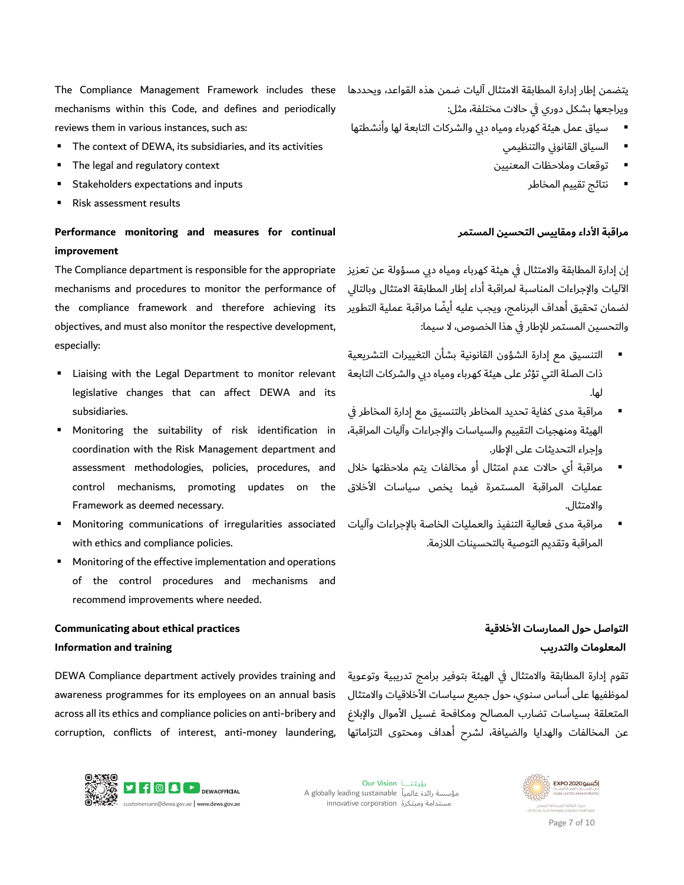The Compliance Management Framework includes these mechanisms within this Code, and defines and periodically reviews them in various instances, such as:

- The context of DEWA, its subsidiaries, and its activities
- The legal and regulatory context
- Stakeholders expectations and inputs
- Risk assessment results

يتضمن إطار إدارة المطابقة الامتثال آليات ضمن هذه القواعد، ويحددها ويراجعها بشكل دوري في حالات مختلفة، مثل:

- سياق عمل هيئة كهرباء ومياه دبي والشركات التابعة لها وأنشطتها
- السياق القانوني والتنظيمي
- توقعات وملاحظات المعنيين
- نتائج تقييم المخاطر

## Performance monitoring and measures for continual improvement

The Compliance department is responsible for the appropriate mechanisms and procedures to monitor the performance of the compliance framework and therefore achieving its objectives, and must also monitor the respective development, especially:

- Liaising with the Legal Department to monitor relevant legislative changes that can affect DEWA and its subsidiaries.
- Monitoring the suitability of risk identification in coordination with the Risk Management department and assessment methodologies, policies, procedures, and control mechanisms, promoting updates on the Framework as deemed necessary.
- Monitoring communications of irregularities associated with ethics and compliance policies.
- Monitoring of the effective implementation and operations of the control procedures and mechanisms and recommend improvements where needed.

## مراقبة الأداء ومقاييس التحسين المستمر

إن إدارة المطابقة والامتثال في هيئة كهرباء ومياه دبي مسؤولة عن تعزيز الآليات والإجراءات المناسبة لمراقبة أداء إطار المطابقة الامتثال وبالتالي لضمان تحقيق أهداف البرنامج، ويجب عليه أيضًا مراقبة عملية التطوير والتحسين المستمر للإطار في هذا الخصوص، لا سيما:

- التنسيق مع إدارة الشؤون القانونية بشأن التغييرات التشريعية ذات الصلة التي تؤثر على هيئة كهرباء ومياه دبي والشركات التابعة لها.
- مراقبة مدى كفاية تحديد المخاطر بالتنسيق مع إدارة المخاطر في الهيئة ومنهجيات التقييم والسياسات والإجراءات وآليات المراقبة، وإجراء التحديثات على الإطار.
- مراقبة أي حالات عدم امتثال أو مخالفات يتم ملاحظتها خلال عمليات المراقبة المستمرة فيما يخص سياسات الأخلاق والامتثال.
- مراقبة مدى فعالية التنفيذ والعمليات الخاصة بالإجراءات وآليات المراقبة وتقديم التوصية بالتحسينات اللازمة.

## Communicating about ethical practices

### Information and training

DEWA Compliance department actively provides training and awareness programmes for its employees on an annual basis across all its ethics and compliance policies on anti-bribery and corruption, conflicts of interest, anti-money laundering,

## التواصل حول الممارسات الأخلاقية

### المعلومات والتدريب

تقوم إدارة المطابقة والامتثال في الهيئة بتوفير برامج تدريبية وتوعوية لموظفيها على أساس سنوي، حول جميع سياسات الأخلاقيات والامتثال المتعلقة بسياسات تضارب المصالح ومكافحة غسيل الأموال والإبلاغ عن المخالفات والهدايا والضيافة، لشرح أهداف ومحتوى التزاماتها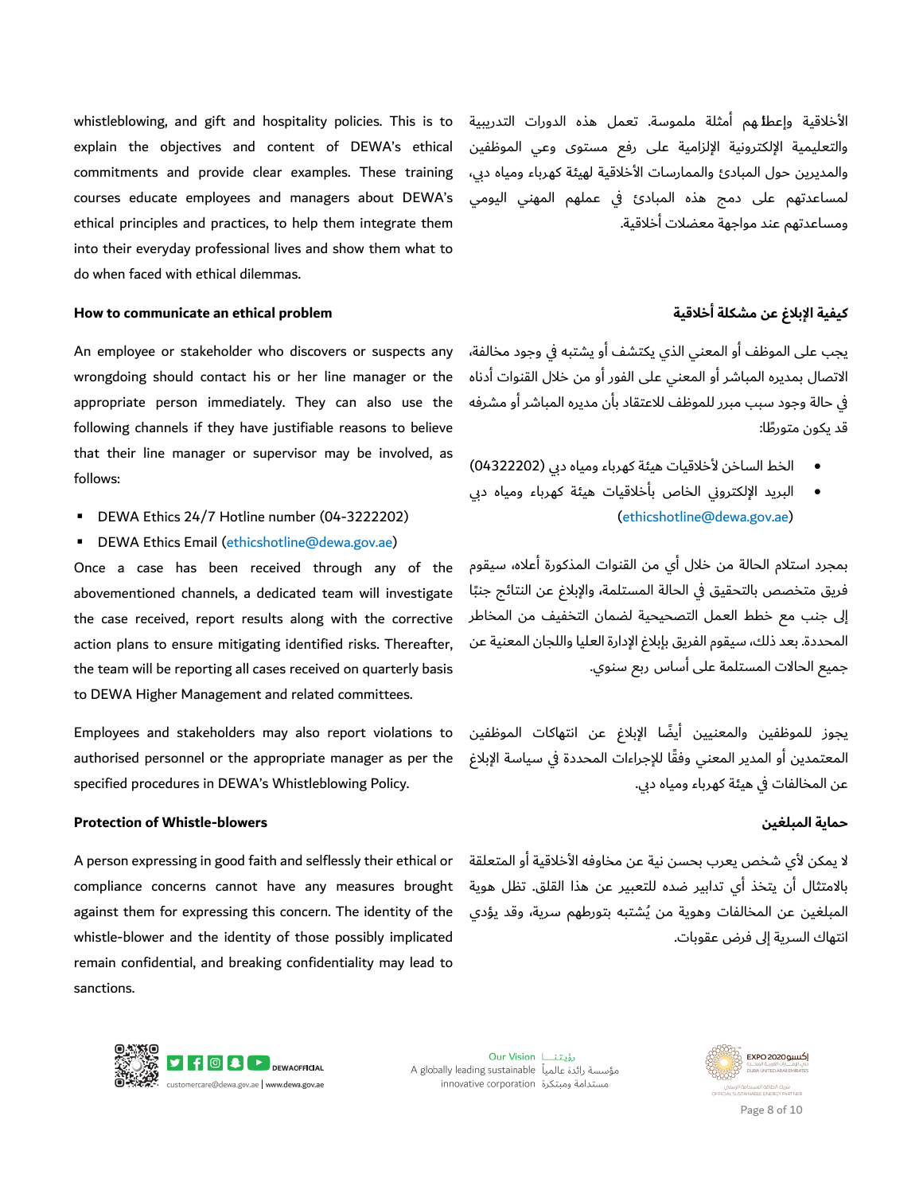whistleblowing, and gift and hospitality policies. This is to explain the objectives and content of DEWA's ethical commitments and provide clear examples. These training courses educate employees and managers about DEWA's ethical principles and practices, to help them integrate them into their everyday professional lives and show them what to do when faced with ethical dilemmas.

الأخلاقية وإعطاءهم أمثلة ملموسة. تعمل هذه الدورات التدريبية والتعليمية الإلكترونية الإلزامية على رفع مستوى وعي الموظفين والمديرين حول المبادئ والممارسات الأخلاقية لهيئة كهرباء ومياه دبي، لمساعدتهم على دمج هذه المبادئ في عملهم المهني اليومي ومساعدتهم عند مواجهة معضلات أخلاقية.

**How to communicate an ethical problem**

An employee or stakeholder who discovers or suspects any wrongdoing should contact his or her line manager or the appropriate person immediately. They can also use the following channels if they have justifiable reasons to believe that their line manager or supervisor may be involved, as follows:

- DEWA Ethics 24/7 Hotline number (04-3222202)
- DEWA Ethics Email (ethicshotline@dewa.gov.ae)

Once a case has been received through any of the abovementioned channels, a dedicated team will investigate the case received, report results along with the corrective action plans to ensure mitigating identified risks. Thereafter, the team will be reporting all cases received on quarterly basis to DEWA Higher Management and related committees.

Employees and stakeholders may also report violations to authorised personnel or the appropriate manager as per the specified procedures in DEWA's Whistleblowing Policy.

**كيفية الإبلاغ عن مشكلة أخلاقية**

يجب على الموظف أو المعني الذي يكتشف أو يشتبه في وجود مخالفة، الاتصال بمديره المباشر أو المعني على الفور أو من خلال القنوات أدناه في حالة وجود سبب مبرر للموظف للاعتقاد بأن مديره المباشر أو مشرفه قد يكون متورطًا:

- الخط الساخن لأخلاقيات هيئة كهرباء ومياه دبي (04322202)
- البريد الإلكتروني الخاص بأخلاقيات هيئة كهرباء ومياه دبي (ethicshotline@dewa.gov.ae)

بمجرد استلام الحالة من خلال أي من القنوات المذكورة أعلاه، سيقوم فريق متخصص بالتحقيق في الحالة المستلمة، والإبلاغ عن النتائج جنبًا إلى جنب مع خطط العمل التصحيحية لضمان التخفيف من المخاطر المحددة. بعد ذلك، سيقوم الفريق بإبلاغ الإدارة العليا واللجان المعنية عن جميع الحالات المستلمة على أساس ربع سنوي.

يجوز للموظفين والمعنيين أيضًا الإبلاغ عن انتهاكات الموظفين المعتمدين أو المدير المعني وفقًا للإجراءات المحددة في سياسة الإبلاغ عن المخالفات في هيئة كهرباء ومياه دبي.

**Protection of Whistle-blowers**

A person expressing in good faith and selflessly their ethical or compliance concerns cannot have any measures brought against them for expressing this concern. The identity of the whistle-blower and the identity of those possibly implicated remain confidential, and breaking confidentiality may lead to sanctions.

**حماية المبلغين**

لا يمكن لأي شخص يعرب بحسن نية عن مخاوفه الأخلاقية أو المتعلقة بالامتثال أن يتخذ أي تدابير ضده للتعبير عن هذا القلق. تظل هوية المبلغين عن المخالفات وهوية من يُشتبه بتورطهم سرية، وقد يؤدي انتهاك السرية إلى فرض عقوبات.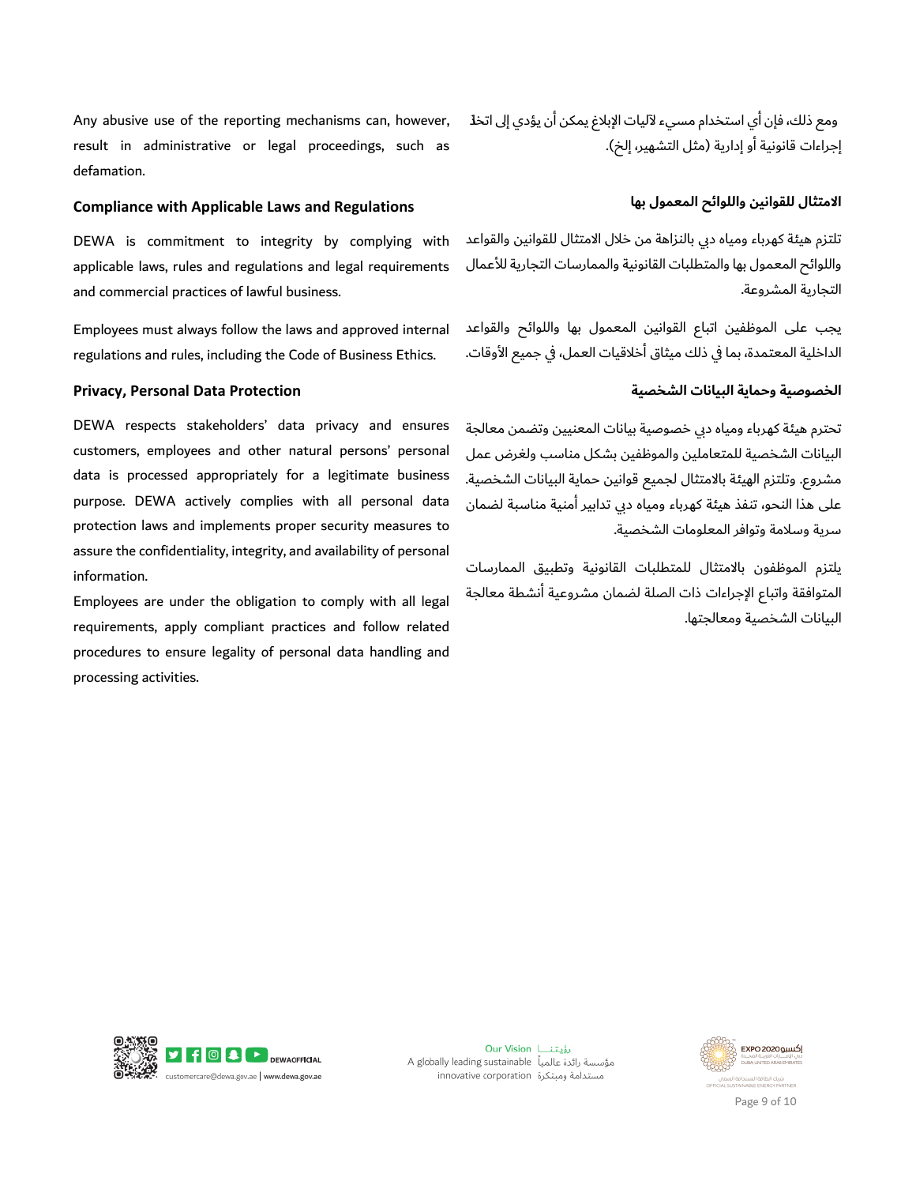Any abusive use of the reporting mechanisms can, however, result in administrative or legal proceedings, such as defamation.

ومع ذلك، فإن أي استخدام مسيء لآليات الإبلاغ يمكن أن يؤدي إلى اتخاذ إجراءات قانونية أو إدارية (مثل التشهير، إلخ).

## Compliance with Applicable Laws and Regulations

## الامتثال للقوانين واللوائح المعمول بها

DEWA is commitment to integrity by complying with applicable laws, rules and regulations and legal requirements and commercial practices of lawful business.

تلتزم هيئة كهرباء ومياه دبي بالنزاهة من خلال الامتثال للقوانين والقواعد واللوائح المعمول بها والمتطلبات القانونية والممارسات التجارية للأعمال التجارية المشروعة.

Employees must always follow the laws and approved internal regulations and rules, including the Code of Business Ethics.

يجب على الموظفين اتباع القوانين المعمول بها واللوائح والقواعد الداخلية المعتمدة، بما في ذلك ميثاق أخلاقيات العمل، في جميع الأوقات.

## Privacy, Personal Data Protection

## الخصوصية وحماية البيانات الشخصية

DEWA respects stakeholders' data privacy and ensures customers, employees and other natural persons' personal data is processed appropriately for a legitimate business purpose. DEWA actively complies with all personal data protection laws and implements proper security measures to assure the confidentiality, integrity, and availability of personal information.

تحترم هيئة كهرباء ومياه دبي خصوصية بيانات المعنيين وتضمن معالجة البيانات الشخصية للمتعاملين والموظفين بشكل مناسب ولغرض عمل مشروع. وتلتزم الهيئة بالامتثال لجميع قوانين حماية البيانات الشخصية. على هذا النحو، تنفذ هيئة كهرباء ومياه دبي تدابير أمنية مناسبة لضمان سرية وسلامة وتوافر المعلومات الشخصية.

Employees are under the obligation to comply with all legal requirements, apply compliant practices and follow related procedures to ensure legality of personal data handling and processing activities.

يلتزم الموظفون بالامتثال للمتطلبات القانونية وتطبيق الممارسات المتوافقة واتباع الإجراءات ذات الصلة لضمان مشروعية أنشطة معالجة البيانات الشخصية ومعالجتها.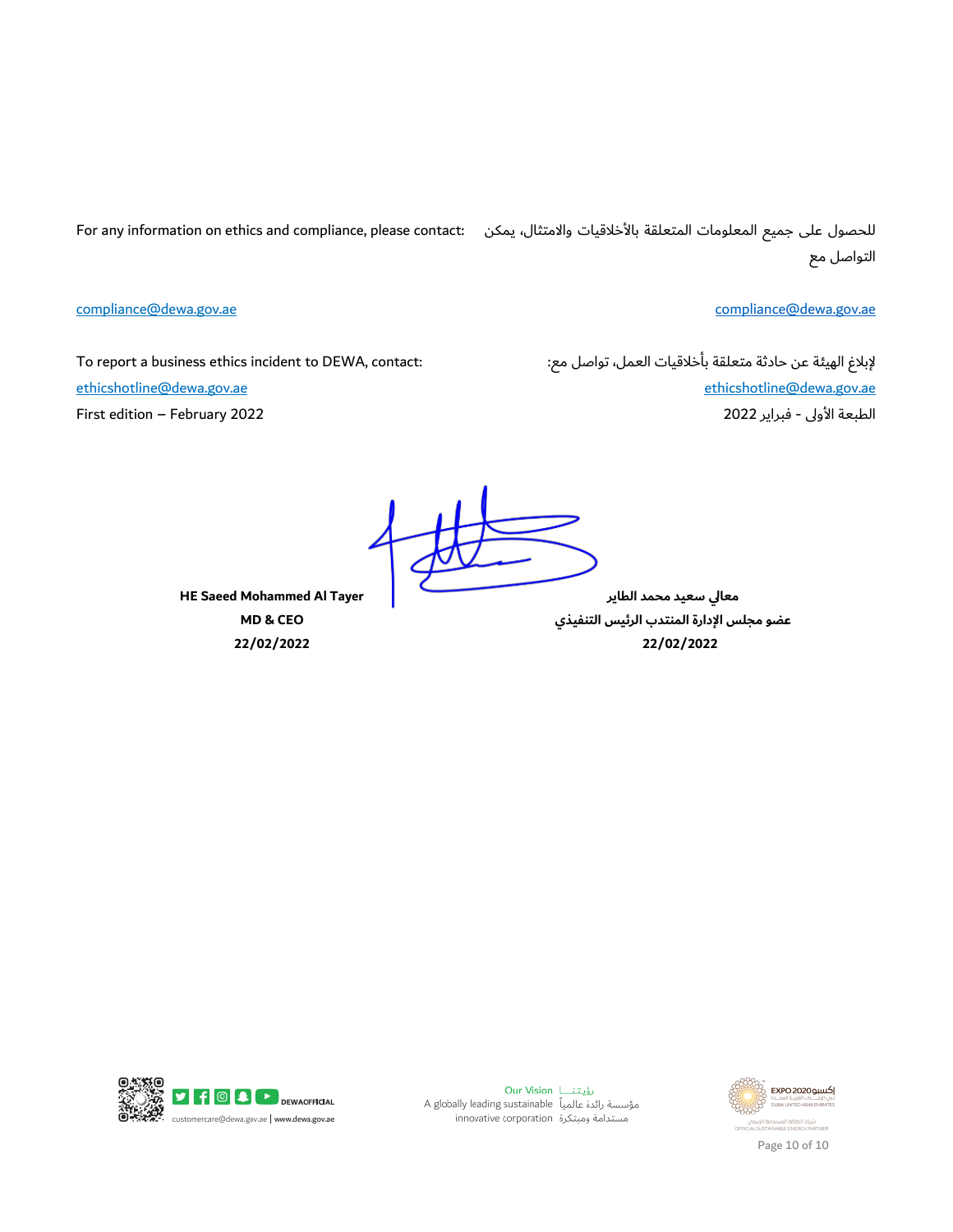For any information on ethics and compliance, please contact:

للحصول على جميع المعلومات المتعلقة بالأخلاقيات والامتثال، يمكن التواصل مع

compliance@dewa.gov.ae

compliance@dewa.gov.ae

To report a business ethics incident to DEWA, contact:

ethicshotline@dewa.gov.ae

First edition – February 2022

لإبلاغ الهيئة عن حادثة متعلقة بأخلاقيات العمل، تواصل مع:

ethicshotline@dewa.gov.ae

الطبعة الأولى - فبراير 2022

**HE Saeed Mohammed Al Tayer**

**MD & CEO**

**22/02/2022**

**معالي سعيد محمد الطاير**

**عضو مجلس الإدارة المنتدب الرئيس التنفيذي**

**22/02/2022**